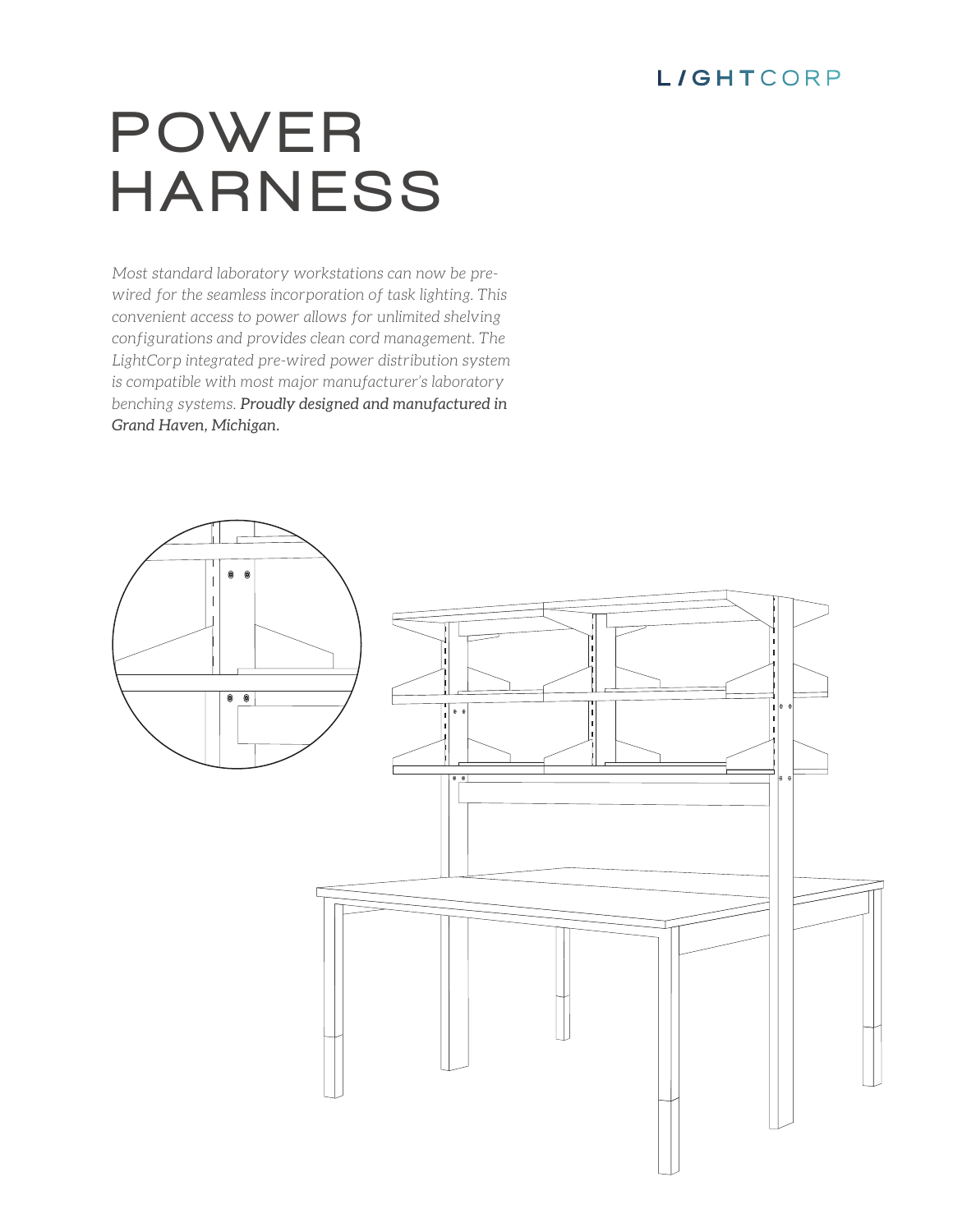LIGHTCORP

# POWER HARNESS

*Most standard laboratory workstations can now be pre-wired for the seamless incorporation of task lighting. This convenient access to power allows for unlimited shelving configurations and provides clean cord management. The LightCorp integrated pre-wired power distribution system is compatible with most major manufacturer's laboratory benching systems.* ***Proudly designed and manufactured in Grand Haven, Michigan.***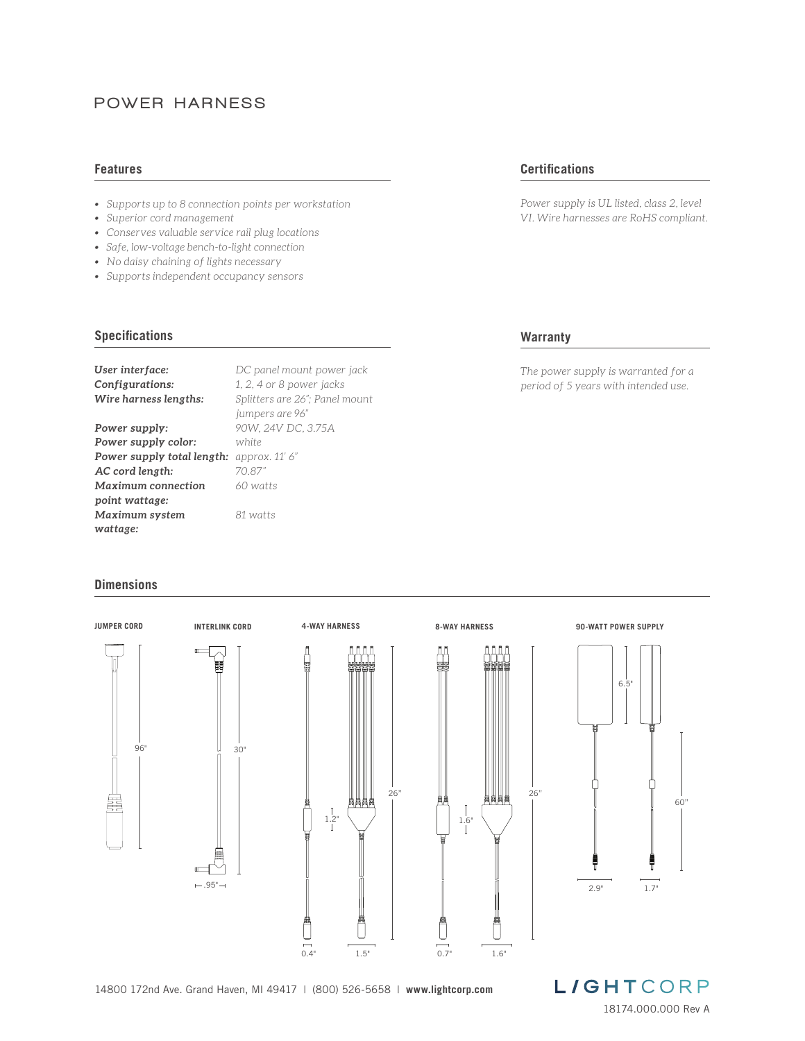# POWER HARNESS

## Features

- *Supports up to 8 connection points per workstation*
- *Superior cord management*
- *Conserves valuable service rail plug locations*
- *Safe, low-voltage bench-to-light connection*
- *No daisy chaining of lights necessary*
- *Supports independent occupancy sensors*

## Certifications

*Power supply is UL listed, class 2, level VI. Wire harnesses are RoHS compliant.*

## Specifications

| | |
|---|---|
| ***User interface:*** | *DC panel mount power jack* |
| ***Configurations:*** | *1, 2, 4 or 8 power jacks* |
| ***Wire harness lengths:*** | *Splitters are 26"; Panel mount jumpers are 96"* |
| ***Power supply:*** | *90W, 24V DC, 3.75A* |
| ***Power supply color:*** | *white* |
| ***Power supply total length:*** | *approx. 11' 6"* |
| ***AC cord length:*** | *70.87"* |
| ***Maximum connection point wattage:*** | *60 watts* |
| ***Maximum system wattage:*** | *81 watts* |

## Warranty

*The power supply is warranted for a period of 5 years with intended use.*

## Dimensions

JUMPER CORD

96"

INTERLINK CORD

30"

.95"

4-WAY HARNESS

26"

1.2"

0.4"

1.5"

8-WAY HARNESS

26"

1.6"

0.7"

1.6"

90-WATT POWER SUPPLY

6.5"

60"

2.9"

1.7"

14800 172nd Ave. Grand Haven, MI 49417 | (800) 526-5658 | **www.lightcorp.com**

LIGHTCORP

18174.000.000 Rev A